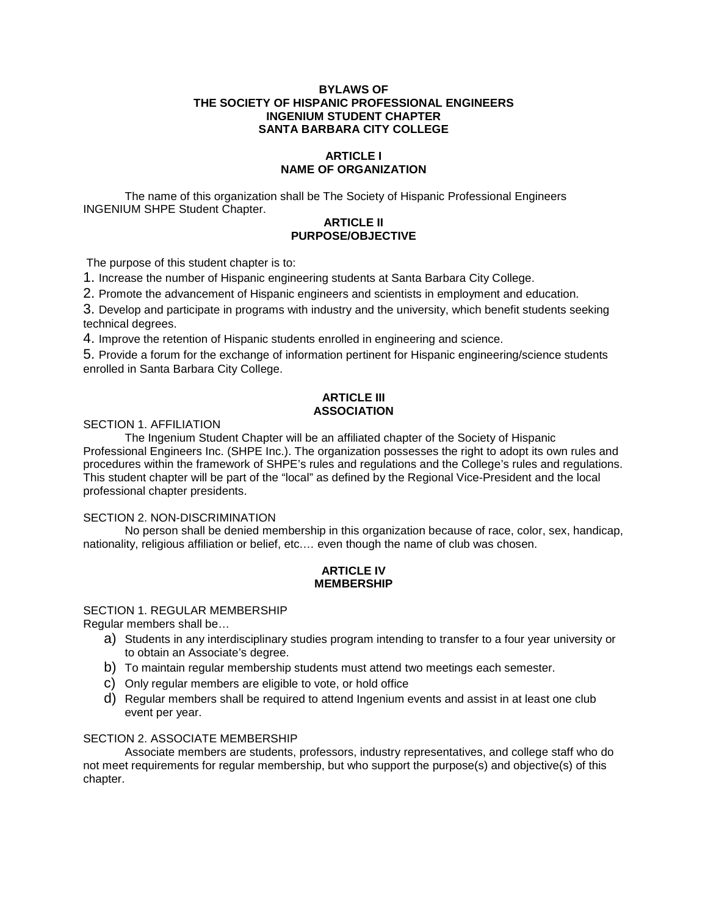# BYLAWS OF
# THE SOCIETY OF HISPANIC PROFESSIONAL ENGINEERS
# INGENIUM STUDENT CHAPTER
# SANTA BARBARA CITY COLLEGE

## ARTICLE I
## NAME OF ORGANIZATION

The name of this organization shall be The Society of Hispanic Professional Engineers INGENIUM SHPE Student Chapter.

## ARTICLE II
## PURPOSE/OBJECTIVE

The purpose of this student chapter is to:

1. Increase the number of Hispanic engineering students at Santa Barbara City College.
2. Promote the advancement of Hispanic engineers and scientists in employment and education.
3. Develop and participate in programs with industry and the university, which benefit students seeking technical degrees.
4. Improve the retention of Hispanic students enrolled in engineering and science.
5. Provide a forum for the exchange of information pertinent for Hispanic engineering/science students enrolled in Santa Barbara City College.

## ARTICLE III
## ASSOCIATION

SECTION 1. AFFILIATION

The Ingenium Student Chapter will be an affiliated chapter of the Society of Hispanic Professional Engineers Inc. (SHPE Inc.). The organization possesses the right to adopt its own rules and procedures within the framework of SHPE's rules and regulations and the College's rules and regulations. This student chapter will be part of the "local" as defined by the Regional Vice-President and the local professional chapter presidents.

SECTION 2. NON-DISCRIMINATION

No person shall be denied membership in this organization because of race, color, sex, handicap, nationality, religious affiliation or belief, etc.… even though the name of club was chosen.

## ARTICLE IV
## MEMBERSHIP

SECTION 1. REGULAR MEMBERSHIP

Regular members shall be…

a) Students in any interdisciplinary studies program intending to transfer to a four year university or to obtain an Associate's degree.
b) To maintain regular membership students must attend two meetings each semester.
c) Only regular members are eligible to vote, or hold office
d) Regular members shall be required to attend Ingenium events and assist in at least one club event per year.

SECTION 2. ASSOCIATE MEMBERSHIP

Associate members are students, professors, industry representatives, and college staff who do not meet requirements for regular membership, but who support the purpose(s) and objective(s) of this chapter.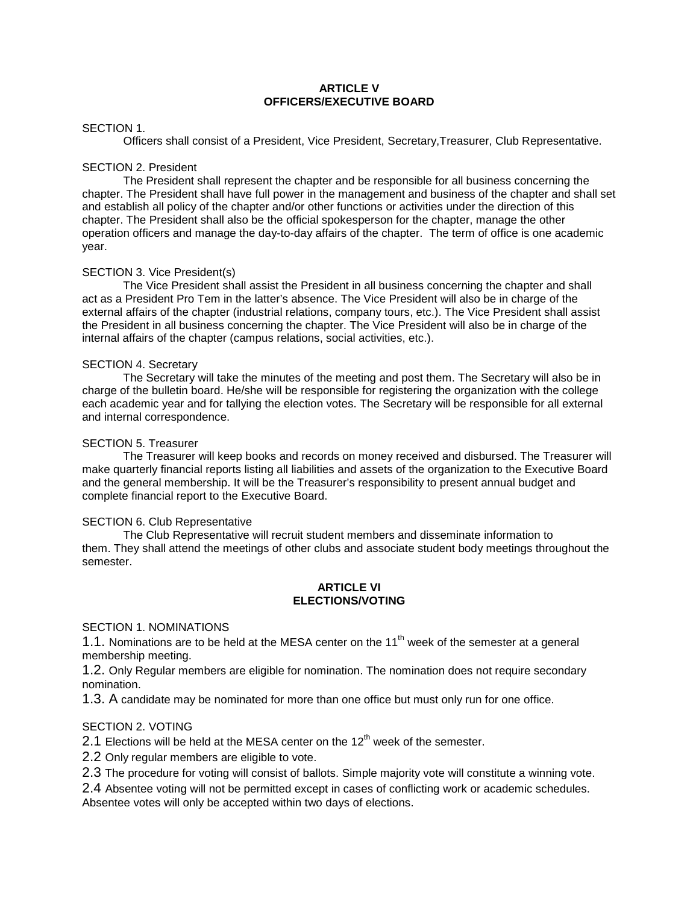## ARTICLE V
## OFFICERS/EXECUTIVE BOARD

SECTION 1.

Officers shall consist of a President, Vice President, Secretary,Treasurer, Club Representative.

SECTION 2. President

The President shall represent the chapter and be responsible for all business concerning the chapter. The President shall have full power in the management and business of the chapter and shall set and establish all policy of the chapter and/or other functions or activities under the direction of this chapter. The President shall also be the official spokesperson for the chapter, manage the other operation officers and manage the day-to-day affairs of the chapter. The term of office is one academic year.

SECTION 3. Vice President(s)

The Vice President shall assist the President in all business concerning the chapter and shall act as a President Pro Tem in the latter's absence. The Vice President will also be in charge of the external affairs of the chapter (industrial relations, company tours, etc.). The Vice President shall assist the President in all business concerning the chapter. The Vice President will also be in charge of the internal affairs of the chapter (campus relations, social activities, etc.).

SECTION 4. Secretary

The Secretary will take the minutes of the meeting and post them. The Secretary will also be in charge of the bulletin board. He/she will be responsible for registering the organization with the college each academic year and for tallying the election votes. The Secretary will be responsible for all external and internal correspondence.

SECTION 5. Treasurer

The Treasurer will keep books and records on money received and disbursed. The Treasurer will make quarterly financial reports listing all liabilities and assets of the organization to the Executive Board and the general membership. It will be the Treasurer's responsibility to present annual budget and complete financial report to the Executive Board.

SECTION 6. Club Representative

The Club Representative will recruit student members and disseminate information to them. They shall attend the meetings of other clubs and associate student body meetings throughout the semester.

## ARTICLE VI
## ELECTIONS/VOTING

SECTION 1. NOMINATIONS

1.1. Nominations are to be held at the MESA center on the 11th week of the semester at a general membership meeting.

1.2. Only Regular members are eligible for nomination. The nomination does not require secondary nomination.

1.3. A candidate may be nominated for more than one office but must only run for one office.

SECTION 2. VOTING

2.1 Elections will be held at the MESA center on the 12th week of the semester.

2.2 Only regular members are eligible to vote.

2.3 The procedure for voting will consist of ballots. Simple majority vote will constitute a winning vote.

2.4 Absentee voting will not be permitted except in cases of conflicting work or academic schedules. Absentee votes will only be accepted within two days of elections.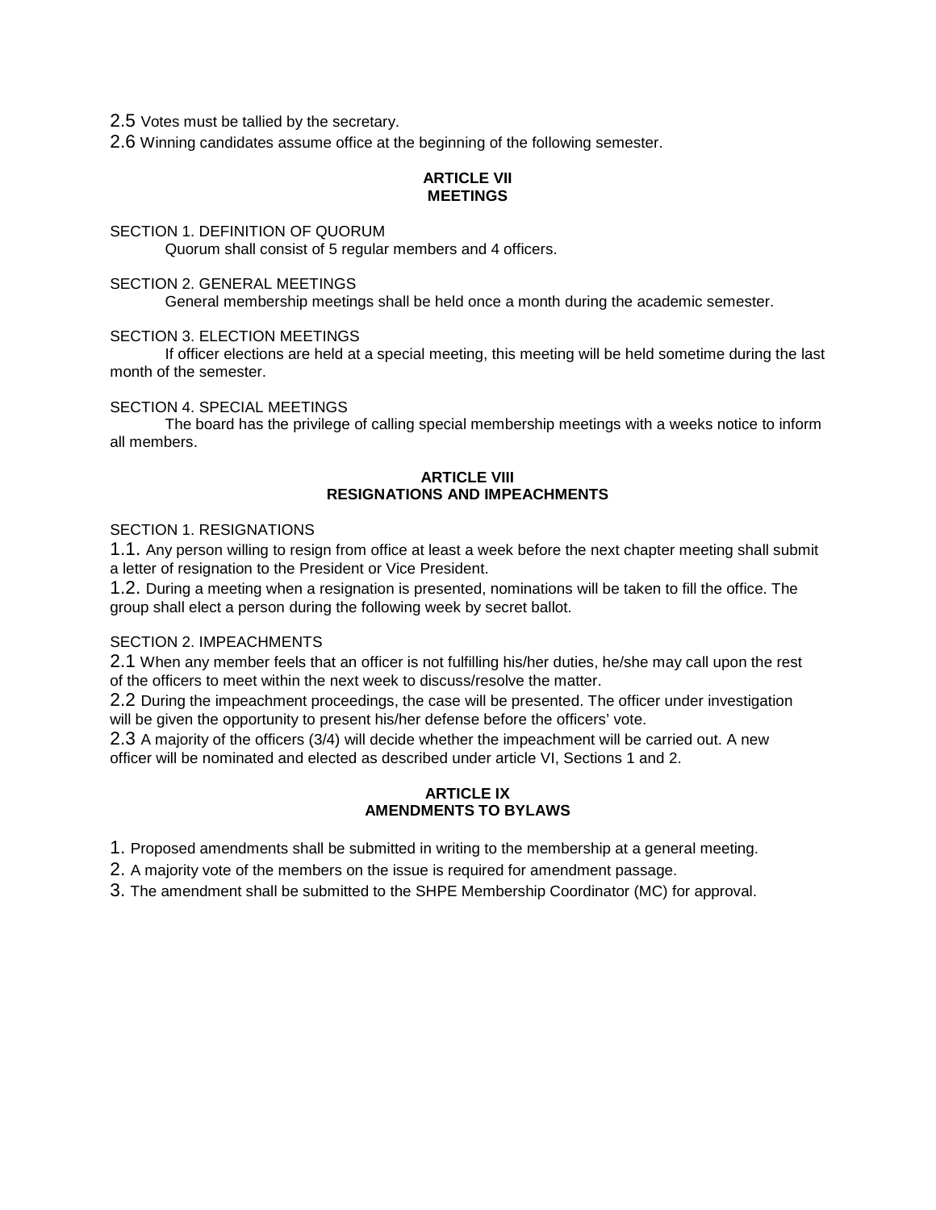2.5 Votes must be tallied by the secretary.

2.6 Winning candidates assume office at the beginning of the following semester.

## ARTICLE VII
## MEETINGS

SECTION 1. DEFINITION OF QUORUM

Quorum shall consist of 5 regular members and 4 officers.

SECTION 2. GENERAL MEETINGS

General membership meetings shall be held once a month during the academic semester.

SECTION 3. ELECTION MEETINGS

If officer elections are held at a special meeting, this meeting will be held sometime during the last month of the semester.

SECTION 4. SPECIAL MEETINGS

The board has the privilege of calling special membership meetings with a weeks notice to inform all members.

## ARTICLE VIII
## RESIGNATIONS AND IMPEACHMENTS

SECTION 1. RESIGNATIONS

1.1. Any person willing to resign from office at least a week before the next chapter meeting shall submit a letter of resignation to the President or Vice President.

1.2. During a meeting when a resignation is presented, nominations will be taken to fill the office. The group shall elect a person during the following week by secret ballot.

SECTION 2. IMPEACHMENTS

2.1 When any member feels that an officer is not fulfilling his/her duties, he/she may call upon the rest of the officers to meet within the next week to discuss/resolve the matter.

2.2 During the impeachment proceedings, the case will be presented. The officer under investigation will be given the opportunity to present his/her defense before the officers' vote.

2.3 A majority of the officers (3/4) will decide whether the impeachment will be carried out. A new officer will be nominated and elected as described under article VI, Sections 1 and 2.

## ARTICLE IX
## AMENDMENTS TO BYLAWS

1. Proposed amendments shall be submitted in writing to the membership at a general meeting.
2. A majority vote of the members on the issue is required for amendment passage.
3. The amendment shall be submitted to the SHPE Membership Coordinator (MC) for approval.